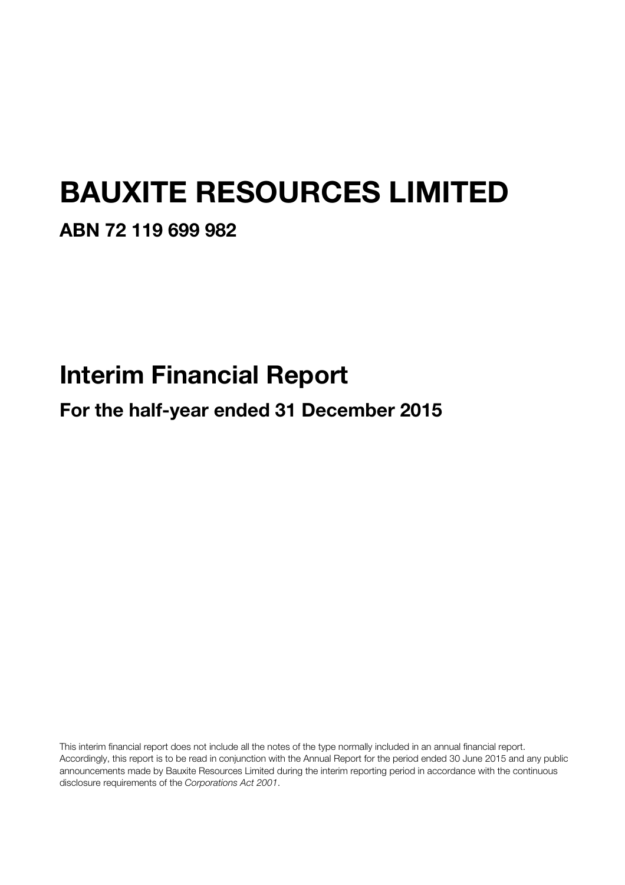# BAUXITE RESOURCES LIMITED

## ABN 72 119 699 982

# Interim Financial Report

## For the half-year ended 31 December 2015

This interim financial report does not include all the notes of the type normally included in an annual financial report. Accordingly, this report is to be read in conjunction with the Annual Report for the period ended 30 June 2015 and any public announcements made by Bauxite Resources Limited during the interim reporting period in accordance with the continuous disclosure requirements of the *Corporations Act 2001*.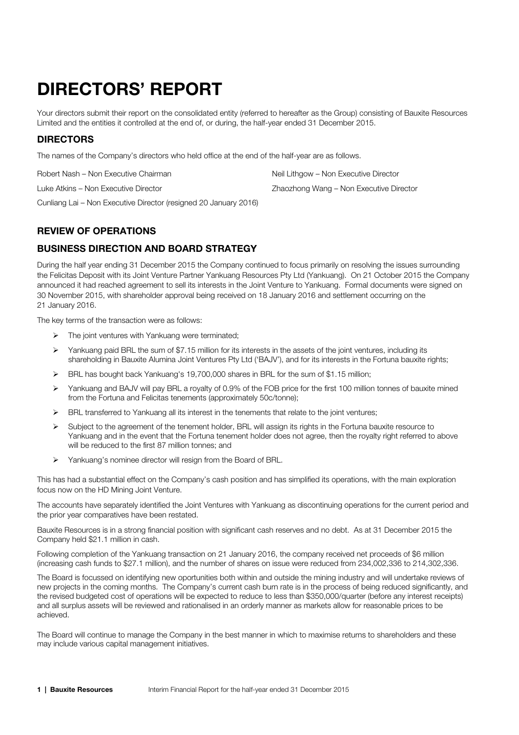# DIRECTORS' REPORT

Your directors submit their report on the consolidated entity (referred to hereafter as the Group) consisting of Bauxite Resources Limited and the entities it controlled at the end of, or during, the half-year ended 31 December 2015.

## DIRECTORS

The names of the Company's directors who held office at the end of the half-year are as follows.

Robert Nash – Non Executive Chairman

Luke Atkins – Non Executive Director

Cunliang Lai – Non Executive Director (resigned 20 January 2016)

Neil Lithgow – Non Executive Director

Zhaozhong Wang – Non Executive Director

## REVIEW OF OPERATIONS

## BUSINESS DIRECTION AND BOARD STRATEGY

During the half year ending 31 December 2015 the Company continued to focus primarily on resolving the issues surrounding the Felicitas Deposit with its Joint Venture Partner Yankuang Resources Pty Ltd (Yankuang). On 21 October 2015 the Company announced it had reached agreement to sell its interests in the Joint Venture to Yankuang. Formal documents were signed on 30 November 2015, with shareholder approval being received on 18 January 2016 and settlement occurring on the 21 January 2016.

The key terms of the transaction were as follows:

- The joint ventures with Yankuang were terminated;
- Yankuang paid BRL the sum of $7.15 million for its interests in the assets of the joint ventures, including its shareholding in Bauxite Alumina Joint Ventures Pty Ltd ('BAJV'), and for its interests in the Fortuna bauxite rights;
- BRL has bought back Yankuang's 19,700,000 shares in BRL for the sum of $1.15 million;
- Yankuang and BAJV will pay BRL a royalty of 0.9% of the FOB price for the first 100 million tonnes of bauxite mined from the Fortuna and Felicitas tenements (approximately 50c/tonne);
- BRL transferred to Yankuang all its interest in the tenements that relate to the joint ventures;
- Subject to the agreement of the tenement holder, BRL will assign its rights in the Fortuna bauxite resource to Yankuang and in the event that the Fortuna tenement holder does not agree, then the royalty right referred to above will be reduced to the first 87 million tonnes; and
- Yankuang's nominee director will resign from the Board of BRL.

This has had a substantial effect on the Company's cash position and has simplified its operations, with the main exploration focus now on the HD Mining Joint Venture.

The accounts have separately identified the Joint Ventures with Yankuang as discontinuing operations for the current period and the prior year comparatives have been restated.

Bauxite Resources is in a strong financial position with significant cash reserves and no debt. As at 31 December 2015 the Company held $21.1 million in cash.

Following completion of the Yankuang transaction on 21 January 2016, the company received net proceeds of $6 million (increasing cash funds to $27.1 million), and the number of shares on issue were reduced from 234,002,336 to 214,302,336.

The Board is focussed on identifying new oportunities both within and outside the mining industry and will undertake reviews of new projects in the coming months. The Company's current cash burn rate is in the process of being reduced significantly, and the revised budgeted cost of operations will be expected to reduce to less than $350,000/quarter (before any interest receipts) and all surplus assets will be reviewed and rationalised in an orderly manner as markets allow for reasonable prices to be achieved.

The Board will continue to manage the Company in the best manner in which to maximise returns to shareholders and these may include various capital management initiatives.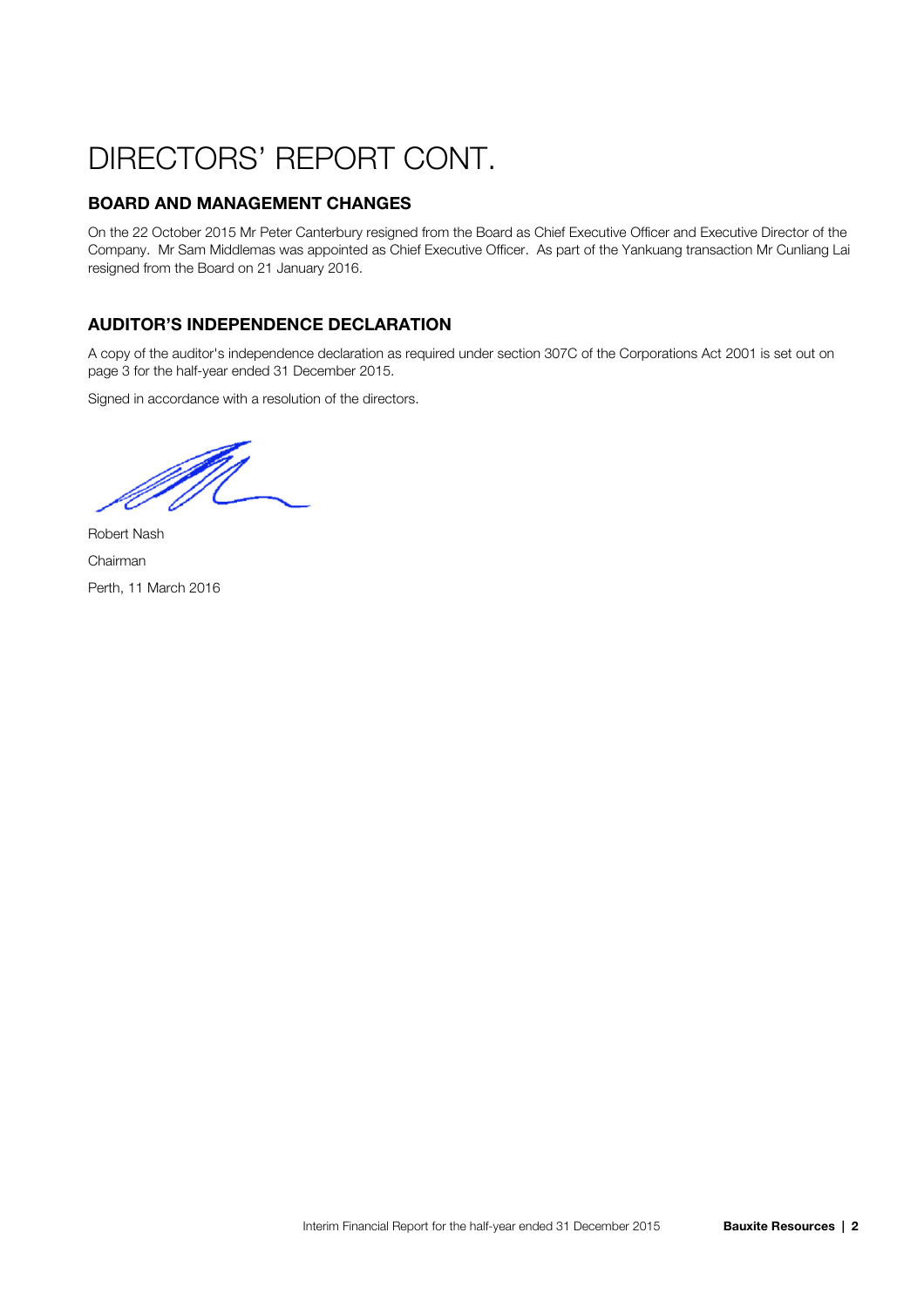# DIRECTORS' REPORT CONT.

## BOARD AND MANAGEMENT CHANGES

On the 22 October 2015 Mr Peter Canterbury resigned from the Board as Chief Executive Officer and Executive Director of the Company. Mr Sam Middlemas was appointed as Chief Executive Officer. As part of the Yankuang transaction Mr Cunliang Lai resigned from the Board on 21 January 2016.

## AUDITOR'S INDEPENDENCE DECLARATION

A copy of the auditor's independence declaration as required under section 307C of the Corporations Act 2001 is set out on page 3 for the half-year ended 31 December 2015.

Signed in accordance with a resolution of the directors.

Robert Nash

Chairman

Perth, 11 March 2016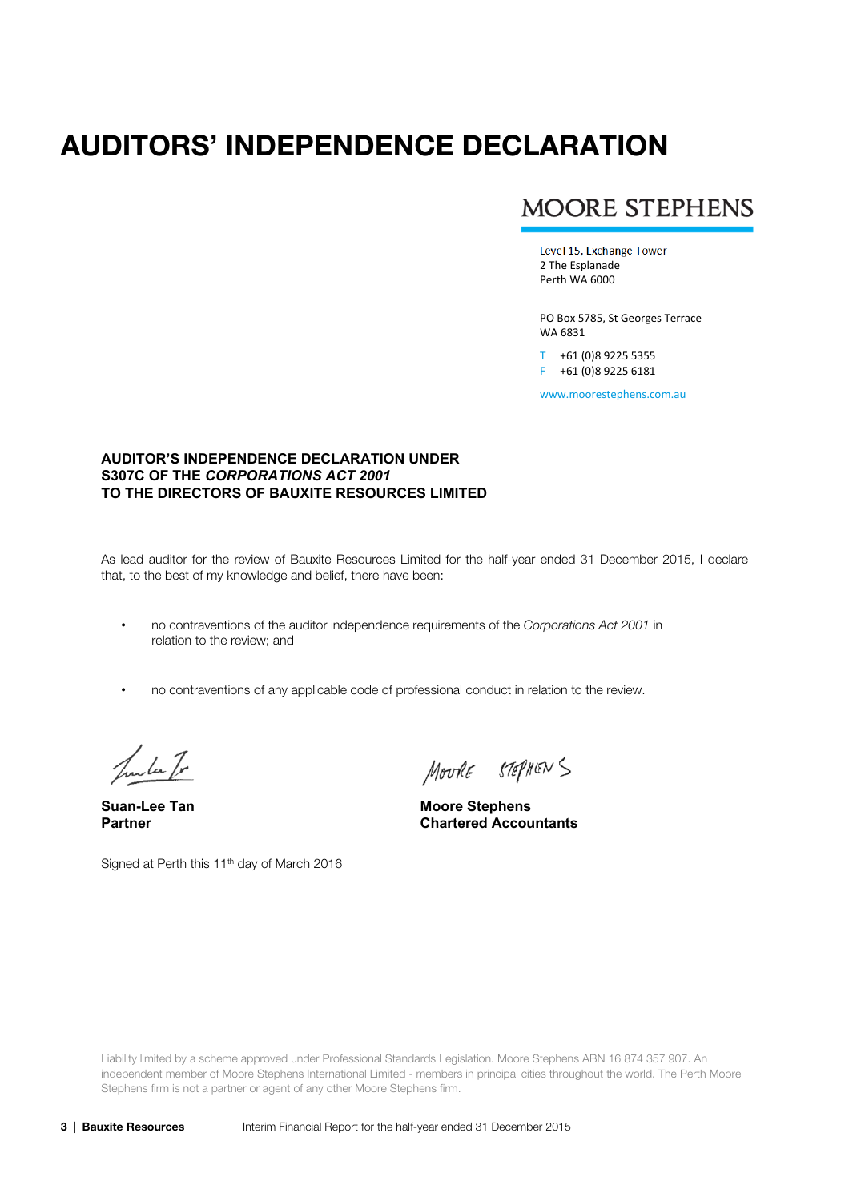# AUDITORS' INDEPENDENCE DECLARATION

MOORE STEPHENS

Level 15, Exchange Tower
2 The Esplanade
Perth WA 6000

PO Box 5785, St Georges Terrace
WA 6831

T +61 (0)8 9225 5355
F +61 (0)8 9225 6181

www.moorestephens.com.au

**AUDITOR'S INDEPENDENCE DECLARATION UNDER S307C OF THE *CORPORATIONS ACT 2001* TO THE DIRECTORS OF BAUXITE RESOURCES LIMITED**

As lead auditor for the review of Bauxite Resources Limited for the half-year ended 31 December 2015, I declare that, to the best of my knowledge and belief, there have been:

- no contraventions of the auditor independence requirements of the *Corporations Act 2001* in relation to the review; and
- no contraventions of any applicable code of professional conduct in relation to the review.

**Suan-Lee Tan**
**Partner**

**Moore Stephens**
**Chartered Accountants**

Signed at Perth this 11th day of March 2016

Liability limited by a scheme approved under Professional Standards Legislation. Moore Stephens ABN 16 874 357 907. An independent member of Moore Stephens International Limited - members in principal cities throughout the world. The Perth Moore Stephens firm is not a partner or agent of any other Moore Stephens firm.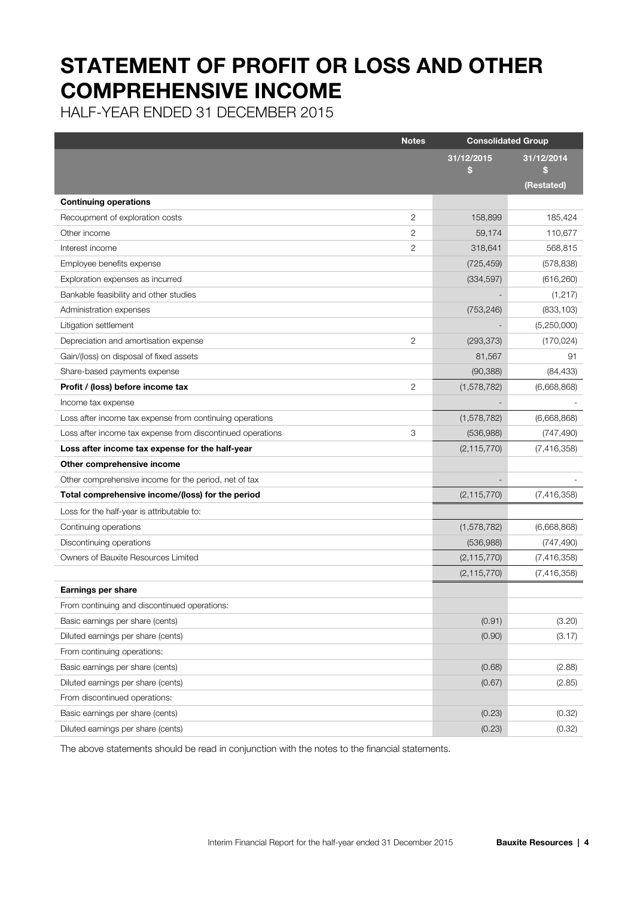# STATEMENT OF PROFIT OR LOSS AND OTHER COMPREHENSIVE INCOME

HALF-YEAR ENDED 31 DECEMBER 2015

| | Notes | Consolidated Group | |
|---|---|---|---|
| | | 31/12/2015<br>$ | 31/12/2014<br>$<br>(Restated) |
| **Continuing operations** | | | |
| Recoupment of exploration costs | 2 | 158,899 | 185,424 |
| Other income | 2 | 59,174 | 110,677 |
| Interest income | 2 | 318,641 | 568,815 |
| Employee benefits expense | | (725,459) | (578,838) |
| Exploration expenses as incurred | | (334,597) | (616,260) |
| Bankable feasibility and other studies | | - | (1,217) |
| Administration expenses | | (753,246) | (833,103) |
| Litigation settlement | | - | (5,250,000) |
| Depreciation and amortisation expense | 2 | (293,373) | (170,024) |
| Gain/(loss) on disposal of fixed assets | | 81,567 | 91 |
| Share-based payments expense | | (90,388) | (84,433) |
| **Profit / (loss) before income tax** | 2 | (1,578,782) | (6,668,868) |
| Income tax expense | | - | - |
| Loss after income tax expense from continuing operations | | (1,578,782) | (6,668,868) |
| Loss after income tax expense from discontinued operations | 3 | (536,988) | (747,490) |
| **Loss after income tax expense for the half-year** | | (2,115,770) | (7,416,358) |
| **Other comprehensive income** | | | |
| Other comprehensive income for the period, net of tax | | - | - |
| **Total comprehensive income/(loss) for the period** | | (2,115,770) | (7,416,358) |
| Loss for the half-year is attributable to: | | | |
| Continuing operations | | (1,578,782) | (6,668,868) |
| Discontinuing operations | | (536,988) | (747,490) |
| Owners of Bauxite Resources Limited | | (2,115,770) | (7,416,358) |
| | | (2,115,770) | (7,416,358) |
| **Earnings per share** | | | |
| From continuing and discontinued operations: | | | |
| Basic earnings per share (cents) | | (0.91) | (3.20) |
| Diluted earnings per share (cents) | | (0.90) | (3.17) |
| From continuing operations: | | | |
| Basic earnings per share (cents) | | (0.68) | (2.88) |
| Diluted earnings per share (cents) | | (0.67) | (2.85) |
| From discontinued operations: | | | |
| Basic earnings per share (cents) | | (0.23) | (0.32) |
| Diluted earnings per share (cents) | | (0.23) | (0.32) |

The above statements should be read in conjunction with the notes to the financial statements.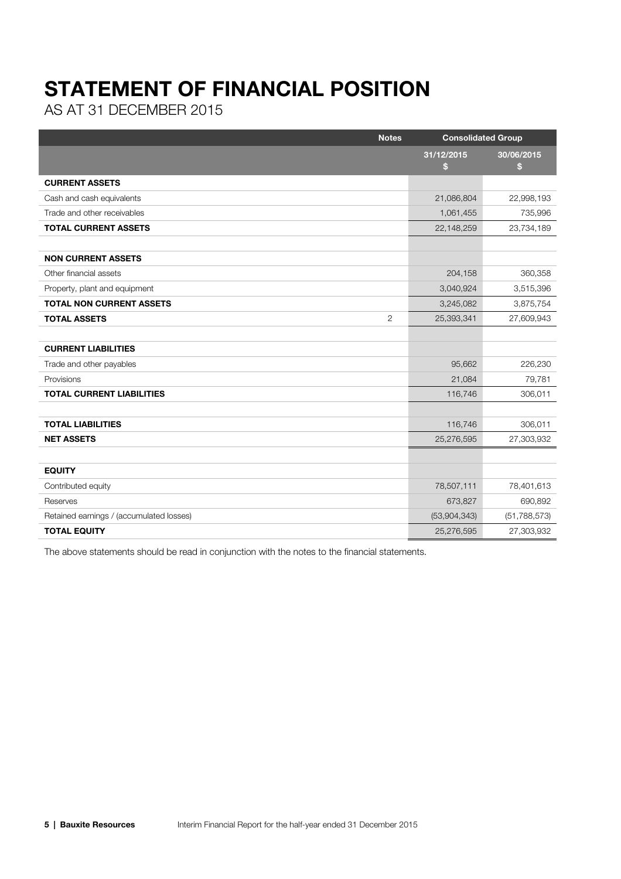# STATEMENT OF FINANCIAL POSITION

AS AT 31 DECEMBER 2015

| | Notes | Consolidated Group | |
|---|---|---|---|
| | | 31/12/2015<br>$ | 30/06/2015<br>$ |
| **CURRENT ASSETS** | | | |
| Cash and cash equivalents | | 21,086,804 | 22,998,193 |
| Trade and other receivables | | 1,061,455 | 735,996 |
| **TOTAL CURRENT ASSETS** | | 22,148,259 | 23,734,189 |
| | | | |
| **NON CURRENT ASSETS** | | | |
| Other financial assets | | 204,158 | 360,358 |
| Property, plant and equipment | | 3,040,924 | 3,515,396 |
| **TOTAL NON CURRENT ASSETS** | | 3,245,082 | 3,875,754 |
| **TOTAL ASSETS** | 2 | 25,393,341 | 27,609,943 |
| | | | |
| **CURRENT LIABILITIES** | | | |
| Trade and other payables | | 95,662 | 226,230 |
| Provisions | | 21,084 | 79,781 |
| **TOTAL CURRENT LIABILITIES** | | 116,746 | 306,011 |
| | | | |
| **TOTAL LIABILITIES** | | 116,746 | 306,011 |
| **NET ASSETS** | | 25,276,595 | 27,303,932 |
| | | | |
| **EQUITY** | | | |
| Contributed equity | | 78,507,111 | 78,401,613 |
| Reserves | | 673,827 | 690,892 |
| Retained earnings / (accumulated losses) | | (53,904,343) | (51,788,573) |
| **TOTAL EQUITY** | | 25,276,595 | 27,303,932 |

The above statements should be read in conjunction with the notes to the financial statements.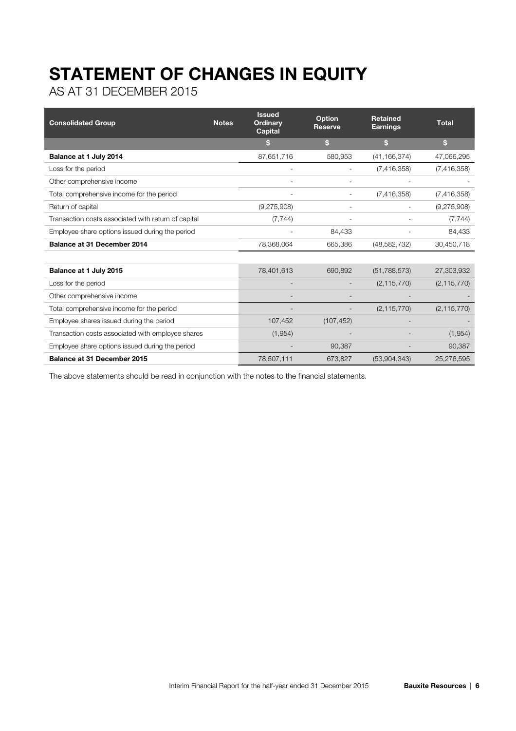# STATEMENT OF CHANGES IN EQUITY

AS AT 31 DECEMBER 2015

| Consolidated Group | Notes | Issued Ordinary Capital | Option Reserve | Retained Earnings | Total |
|---|---|---|---|---|---|
| | | $ | $ | $ | $ |
| **Balance at 1 July 2014** | | 87,651,716 | 580,953 | (41,166,374) | 47,066,295 |
| Loss for the period | | - | - | (7,416,358) | (7,416,358) |
| Other comprehensive income | | - | - | - | - |
| Total comprehensive income for the period | | - | - | (7,416,358) | (7,416,358) |
| Return of capital | | (9,275,908) | - | - | (9,275,908) |
| Transaction costs associated with return of capital | | (7,744) | - | - | (7,744) |
| Employee share options issued during the period | | - | 84,433 | - | 84,433 |
| **Balance at 31 December 2014** | | 78,368,064 | 665,386 | (48,582,732) | 30,450,718 |
| | | | | | |
| **Balance at 1 July 2015** | | 78,401,613 | 690,892 | (51,788,573) | 27,303,932 |
| Loss for the period | | - | - | (2,115,770) | (2,115,770) |
| Other comprehensive income | | - | - | - | - |
| Total comprehensive income for the period | | - | - | (2,115,770) | (2,115,770) |
| Employee shares issued during the period | | 107,452 | (107,452) | - | - |
| Transaction costs associated with employee shares | | (1,954) | - | - | (1,954) |
| Employee share options issued during the period | | - | 90,387 | - | 90,387 |
| **Balance at 31 December 2015** | | 78,507,111 | 673,827 | (53,904,343) | 25,276,595 |

The above statements should be read in conjunction with the notes to the financial statements.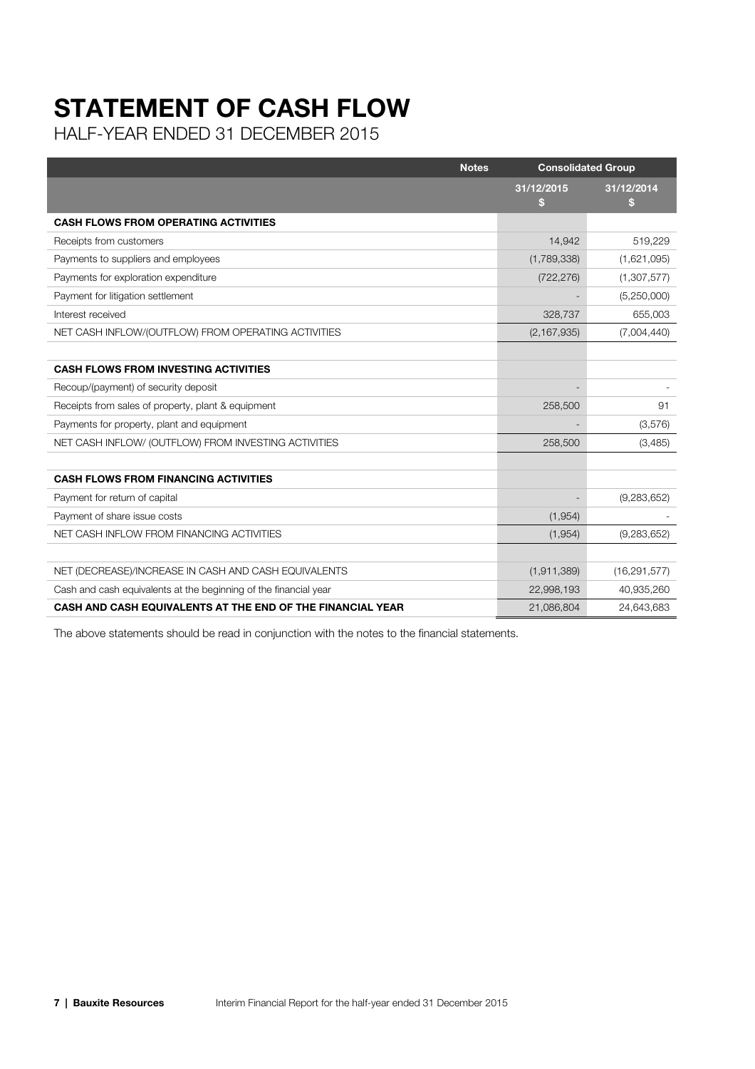# STATEMENT OF CASH FLOW

HALF-YEAR ENDED 31 DECEMBER 2015

| | Notes | Consolidated Group | |
|---|---|---|---|
| | | 31/12/2015 $ | 31/12/2014 $ |
| **CASH FLOWS FROM OPERATING ACTIVITIES** | | | |
| Receipts from customers | | 14,942 | 519,229 |
| Payments to suppliers and employees | | (1,789,338) | (1,621,095) |
| Payments for exploration expenditure | | (722,276) | (1,307,577) |
| Payment for litigation settlement | | - | (5,250,000) |
| Interest received | | 328,737 | 655,003 |
| NET CASH INFLOW/(OUTFLOW) FROM OPERATING ACTIVITIES | | (2,167,935) | (7,004,440) |
| | | | |
| **CASH FLOWS FROM INVESTING ACTIVITIES** | | | |
| Recoup/(payment) of security deposit | | - | - |
| Receipts from sales of property, plant & equipment | | 258,500 | 91 |
| Payments for property, plant and equipment | | - | (3,576) |
| NET CASH INFLOW/ (OUTFLOW) FROM INVESTING ACTIVITIES | | 258,500 | (3,485) |
| | | | |
| **CASH FLOWS FROM FINANCING ACTIVITIES** | | | |
| Payment for return of capital | | - | (9,283,652) |
| Payment of share issue costs | | (1,954) | - |
| NET CASH INFLOW FROM FINANCING ACTIVITIES | | (1,954) | (9,283,652) |
| | | | |
| NET (DECREASE)/INCREASE IN CASH AND CASH EQUIVALENTS | | (1,911,389) | (16,291,577) |
| Cash and cash equivalents at the beginning of the financial year | | 22,998,193 | 40,935,260 |
| **CASH AND CASH EQUIVALENTS AT THE END OF THE FINANCIAL YEAR** | | 21,086,804 | 24,643,683 |

The above statements should be read in conjunction with the notes to the financial statements.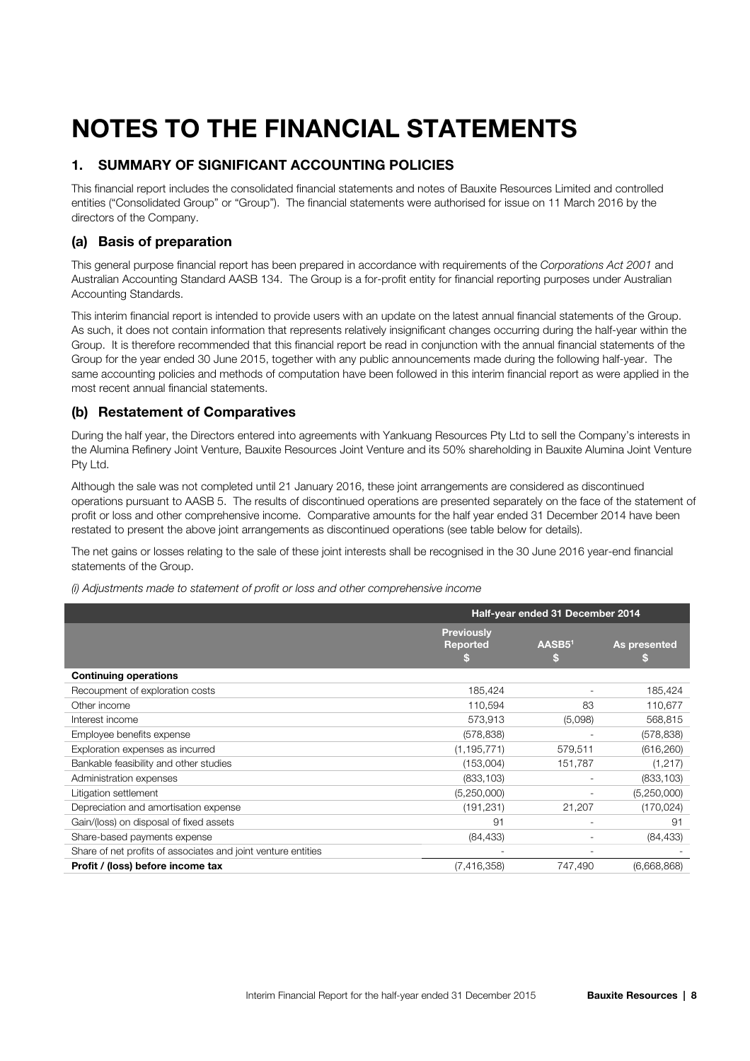# NOTES TO THE FINANCIAL STATEMENTS

## 1. SUMMARY OF SIGNIFICANT ACCOUNTING POLICIES

This financial report includes the consolidated financial statements and notes of Bauxite Resources Limited and controlled entities ("Consolidated Group" or "Group"). The financial statements were authorised for issue on 11 March 2016 by the directors of the Company.

### (a) Basis of preparation

This general purpose financial report has been prepared in accordance with requirements of the *Corporations Act 2001* and Australian Accounting Standard AASB 134. The Group is a for-profit entity for financial reporting purposes under Australian Accounting Standards.

This interim financial report is intended to provide users with an update on the latest annual financial statements of the Group. As such, it does not contain information that represents relatively insignificant changes occurring during the half-year within the Group. It is therefore recommended that this financial report be read in conjunction with the annual financial statements of the Group for the year ended 30 June 2015, together with any public announcements made during the following half-year. The same accounting policies and methods of computation have been followed in this interim financial report as were applied in the most recent annual financial statements.

### (b) Restatement of Comparatives

During the half year, the Directors entered into agreements with Yankuang Resources Pty Ltd to sell the Company's interests in the Alumina Refinery Joint Venture, Bauxite Resources Joint Venture and its 50% shareholding in Bauxite Alumina Joint Venture Pty Ltd.

Although the sale was not completed until 21 January 2016, these joint arrangements are considered as discontinued operations pursuant to AASB 5. The results of discontinued operations are presented separately on the face of the statement of profit or loss and other comprehensive income. Comparative amounts for the half year ended 31 December 2014 have been restated to present the above joint arrangements as discontinued operations (see table below for details).

The net gains or losses relating to the sale of these joint interests shall be recognised in the 30 June 2016 year-end financial statements of the Group.

*(i) Adjustments made to statement of profit or loss and other comprehensive income*

| | Half-year ended 31 December 2014 | | |
|---|---|---|---|
| | Previously Reported $ | AASB5[1] $ | As presented $ |
| **Continuing operations** | | | |
| Recoupment of exploration costs | 185,424 | - | 185,424 |
| Other income | 110,594 | 83 | 110,677 |
| Interest income | 573,913 | (5,098) | 568,815 |
| Employee benefits expense | (578,838) | - | (578,838) |
| Exploration expenses as incurred | (1,195,771) | 579,511 | (616,260) |
| Bankable feasibility and other studies | (153,004) | 151,787 | (1,217) |
| Administration expenses | (833,103) | - | (833,103) |
| Litigation settlement | (5,250,000) | - | (5,250,000) |
| Depreciation and amortisation expense | (191,231) | 21,207 | (170,024) |
| Gain/(loss) on disposal of fixed assets | 91 | - | 91 |
| Share-based payments expense | (84,433) | - | (84,433) |
| Share of net profits of associates and joint venture entities | - | - | - |
| **Profit / (loss) before income tax** | (7,416,358) | 747,490 | (6,668,868) |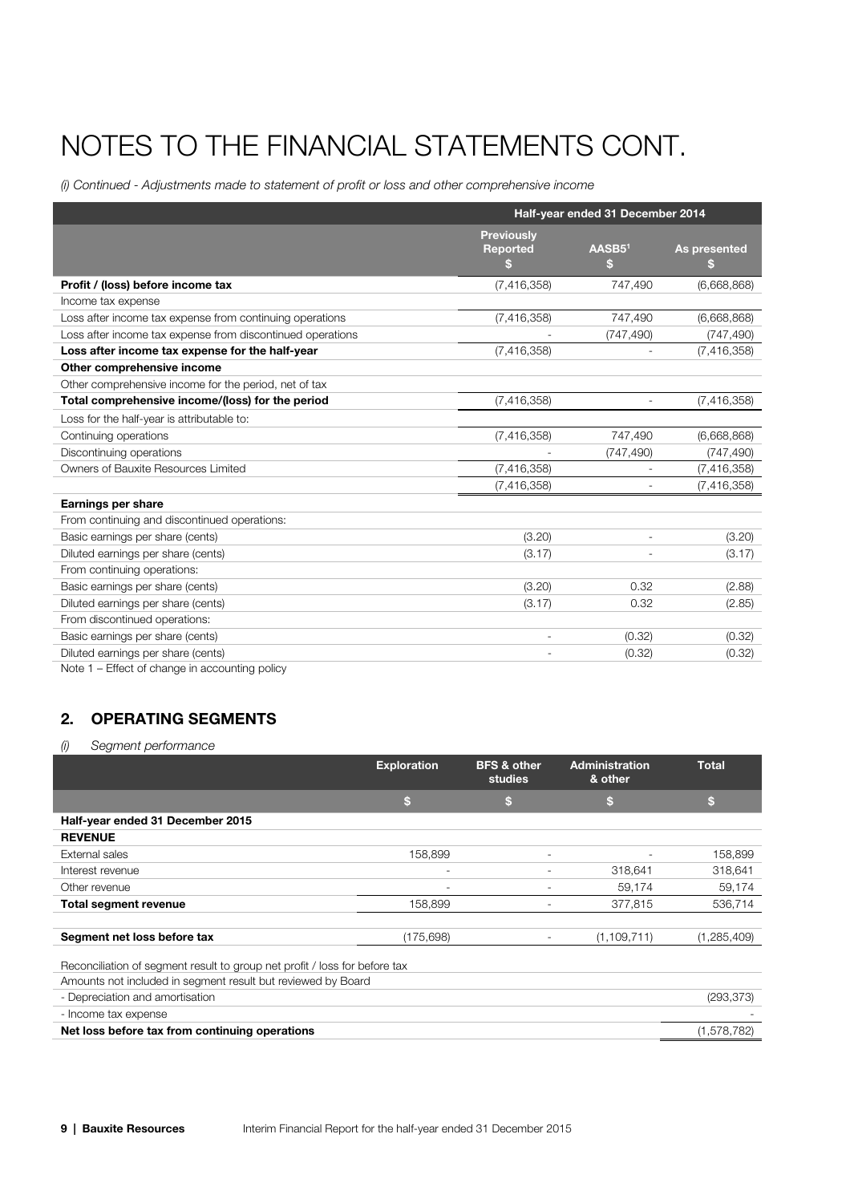# NOTES TO THE FINANCIAL STATEMENTS CONT.

*(i) Continued - Adjustments made to statement of profit or loss and other comprehensive income*

| | Half-year ended 31 December 2014 | | |
|---|---|---|---|
| | **Previously Reported $** | **AASB5[1] $** | **As presented $** |
| **Profit / (loss) before income tax** | (7,416,358) | 747,490 | (6,668,868) |
| Income tax expense | | | |
| Loss after income tax expense from continuing operations | (7,416,358) | 747,490 | (6,668,868) |
| Loss after income tax expense from discontinued operations | - | (747,490) | (747,490) |
| **Loss after income tax expense for the half-year** | (7,416,358) | - | (7,416,358) |
| **Other comprehensive income** | | | |
| Other comprehensive income for the period, net of tax | | | |
| **Total comprehensive income/(loss) for the period** | (7,416,358) | - | (7,416,358) |
| Loss for the half-year is attributable to: | | | |
| Continuing operations | (7,416,358) | 747,490 | (6,668,868) |
| Discontinuing operations | - | (747,490) | (747,490) |
| Owners of Bauxite Resources Limited | (7,416,358) | - | (7,416,358) |
| | (7,416,358) | - | (7,416,358) |
| **Earnings per share** | | | |
| From continuing and discontinued operations: | | | |
| Basic earnings per share (cents) | (3.20) | - | (3.20) |
| Diluted earnings per share (cents) | (3.17) | - | (3.17) |
| From continuing operations: | | | |
| Basic earnings per share (cents) | (3.20) | 0.32 | (2.88) |
| Diluted earnings per share (cents) | (3.17) | 0.32 | (2.85) |
| From discontinued operations: | | | |
| Basic earnings per share (cents) | - | (0.32) | (0.32) |
| Diluted earnings per share (cents) | - | (0.32) | (0.32) |

Note 1 – Effect of change in accounting policy

## 2. OPERATING SEGMENTS

*(i) Segment performance*

| | Exploration | BFS & other studies | Administration & other | Total |
|---|---|---|---|---|
| | **$** | **$** | **$** | **$** |
| **Half-year ended 31 December 2015** | | | | |
| **REVENUE** | | | | |
| External sales | 158,899 | - | - | 158,899 |
| Interest revenue | - | - | 318,641 | 318,641 |
| Other revenue | - | - | 59,174 | 59,174 |
| **Total segment revenue** | 158,899 | - | 377,815 | 536,714 |
| | | | | |
| **Segment net loss before tax** | (175,698) | - | (1,109,711) | (1,285,409) |
| | | | | |
| Reconciliation of segment result to group net profit / loss for before tax | | | | |
| Amounts not included in segment result but reviewed by Board | | | | |
| - Depreciation and amortisation | | | | (293,373) |
| - Income tax expense | | | | - |
| **Net loss before tax from continuing operations** | | | | (1,578,782) |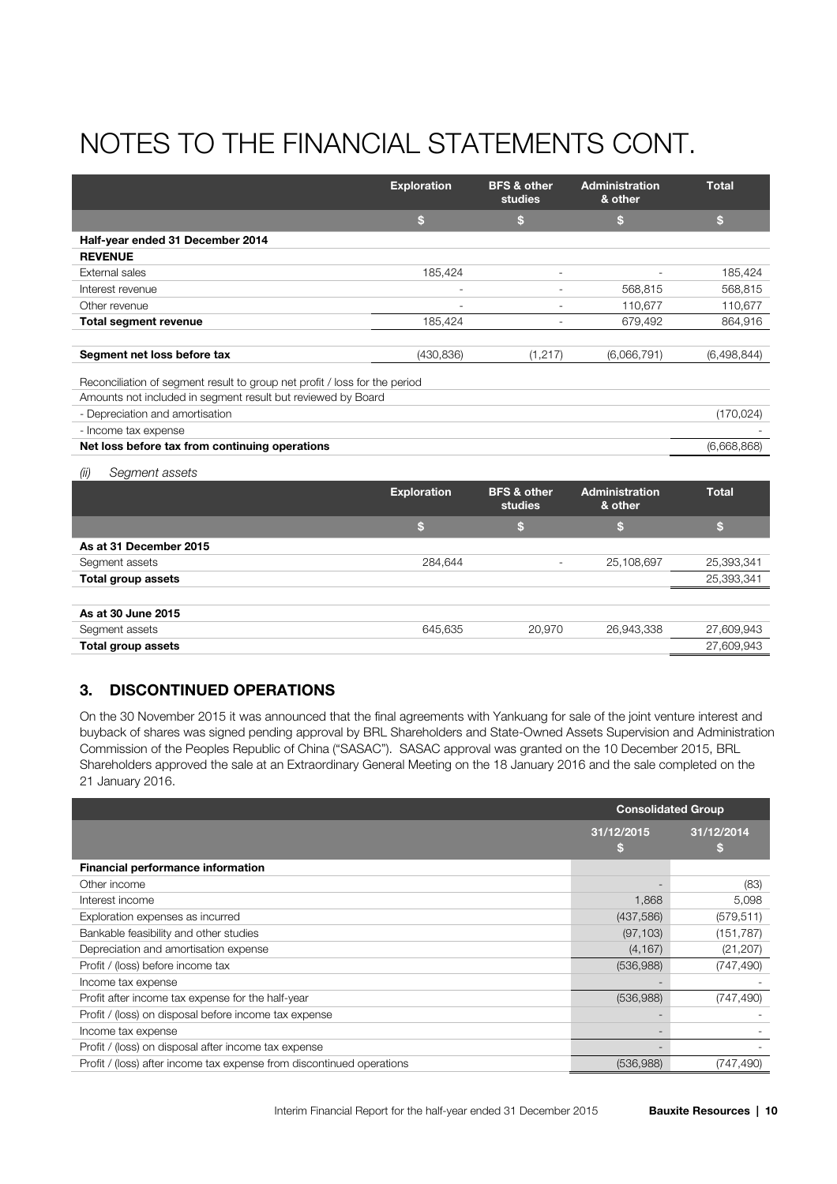// Title kept; running footer omitted per rules.
# NOTES TO THE FINANCIAL STATEMENTS CONT.

| | Exploration | BFS & other studies | Administration & other | Total |
|---|---|---|---|---|
| | $ | $ | $ | $ |
| **Half-year ended 31 December 2014** | | | | |
| **REVENUE** | | | | |
| External sales | 185,424 | - | - | 185,424 |
| Interest revenue | - | - | 568,815 | 568,815 |
| Other revenue | - | - | 110,677 | 110,677 |
| **Total segment revenue** | 185,424 | - | 679,492 | 864,916 |
| | | | | |
| **Segment net loss before tax** | (430,836) | (1,217) | (6,066,791) | (6,498,844) |
| | | | | |
| Reconciliation of segment result to group net profit / loss for the period | | | | |
| Amounts not included in segment result but reviewed by Board | | | | |
| - Depreciation and amortisation | | | | (170,024) |
| - Income tax expense | | | | - |
| **Net loss before tax from continuing operations** | | | | (6,668,868) |

*(ii) Segment assets*

| | Exploration | BFS & other studies | Administration & other | Total |
|---|---|---|---|---|
| | $ | $ | $ | $ |
| **As at 31 December 2015** | | | | |
| Segment assets | 284,644 | - | 25,108,697 | 25,393,341 |
| **Total group assets** | | | | 25,393,341 |
| | | | | |
| **As at 30 June 2015** | | | | |
| Segment assets | 645,635 | 20,970 | 26,943,338 | 27,609,943 |
| **Total group assets** | | | | 27,609,943 |

## 3. DISCONTINUED OPERATIONS

On the 30 November 2015 it was announced that the final agreements with Yankuang for sale of the joint venture interest and buyback of shares was signed pending approval by BRL Shareholders and State-Owned Assets Supervision and Administration Commission of the Peoples Republic of China ("SASAC"). SASAC approval was granted on the 10 December 2015, BRL Shareholders approved the sale at an Extraordinary General Meeting on the 18 January 2016 and the sale completed on the 21 January 2016.

| | Consolidated Group | |
|---|---|---|
| | 31/12/2015 $ | 31/12/2014 $ |
| **Financial performance information** | | |
| Other income | - | (83) |
| Interest income | 1,868 | 5,098 |
| Exploration expenses as incurred | (437,586) | (579,511) |
| Bankable feasibility and other studies | (97,103) | (151,787) |
| Depreciation and amortisation expense | (4,167) | (21,207) |
| Profit / (loss) before income tax | (536,988) | (747,490) |
| Income tax expense | - | - |
| Profit after income tax expense for the half-year | (536,988) | (747,490) |
| Profit / (loss) on disposal before income tax expense | - | - |
| Income tax expense | - | - |
| Profit / (loss) on disposal after income tax expense | - | - |
| Profit / (loss) after income tax expense from discontinued operations | (536,988) | (747,490) |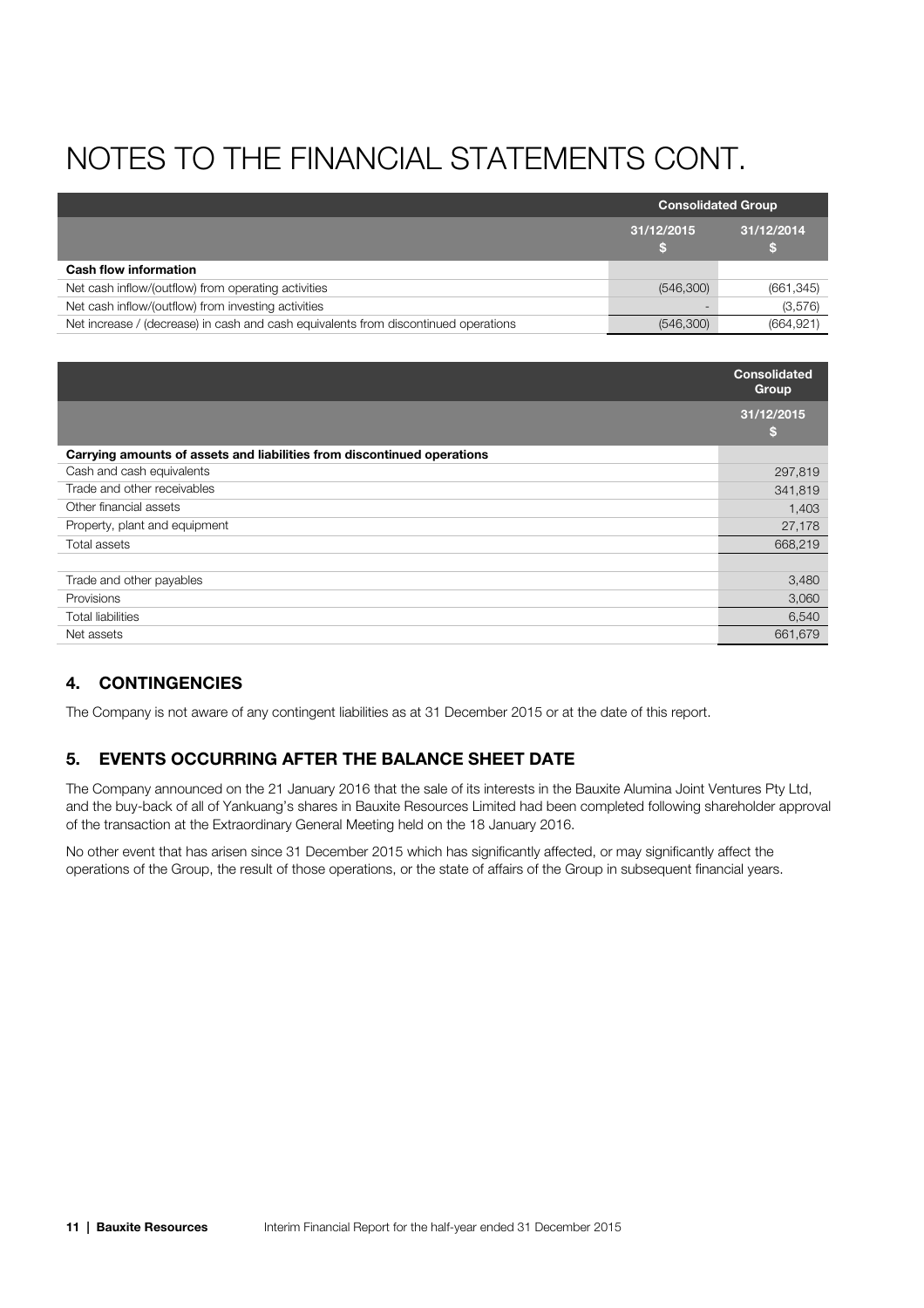# NOTES TO THE FINANCIAL STATEMENTS CONT.

| | Consolidated Group | |
|---|---|---|
| | 31/12/2015 $ | 31/12/2014 $ |
| **Cash flow information** | | |
| Net cash inflow/(outflow) from operating activities | (546,300) | (661,345) |
| Net cash inflow/(outflow) from investing activities | - | (3,576) |
| Net increase / (decrease) in cash and cash equivalents from discontinued operations | (546,300) | (664,921) |

| | Consolidated Group |
|---|---|
| | 31/12/2015 $ |
| **Carrying amounts of assets and liabilities from discontinued operations** | |
| Cash and cash equivalents | 297,819 |
| Trade and other receivables | 341,819 |
| Other financial assets | 1,403 |
| Property, plant and equipment | 27,178 |
| Total assets | 668,219 |
| | |
| Trade and other payables | 3,480 |
| Provisions | 3,060 |
| Total liabilities | 6,540 |
| Net assets | 661,679 |

## 4. CONTINGENCIES

The Company is not aware of any contingent liabilities as at 31 December 2015 or at the date of this report.

## 5. EVENTS OCCURRING AFTER THE BALANCE SHEET DATE

The Company announced on the 21 January 2016 that the sale of its interests in the Bauxite Alumina Joint Ventures Pty Ltd, and the buy-back of all of Yankuang's shares in Bauxite Resources Limited had been completed following shareholder approval of the transaction at the Extraordinary General Meeting held on the 18 January 2016.

No other event that has arisen since 31 December 2015 which has significantly affected, or may significantly affect the operations of the Group, the result of those operations, or the state of affairs of the Group in subsequent financial years.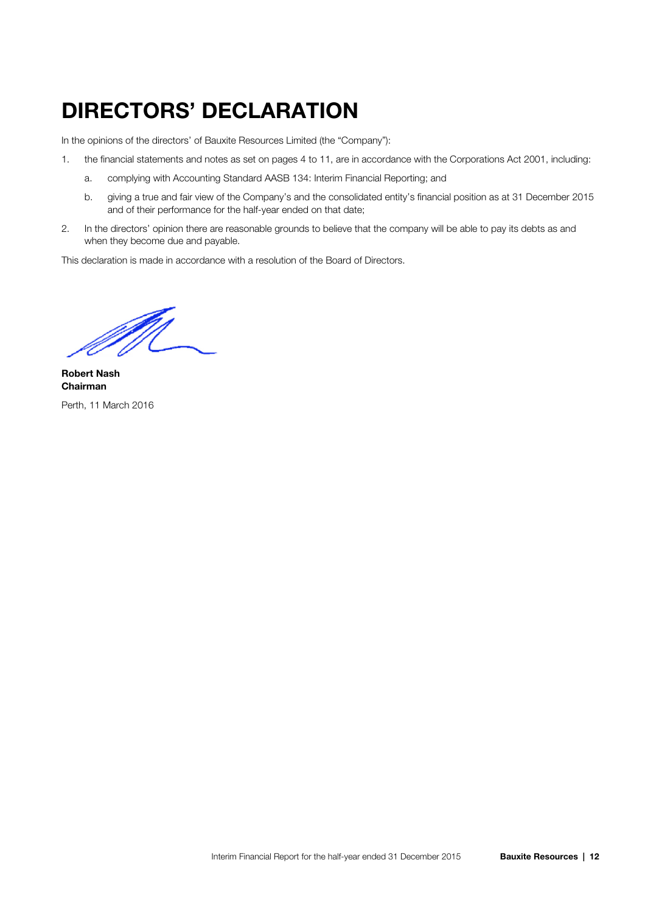# DIRECTORS' DECLARATION

In the opinions of the directors' of Bauxite Resources Limited (the "Company"):

1. the financial statements and notes as set on pages 4 to 11, are in accordance with the Corporations Act 2001, including:
   a. complying with Accounting Standard AASB 134: Interim Financial Reporting; and
   b. giving a true and fair view of the Company's and the consolidated entity's financial position as at 31 December 2015 and of their performance for the half-year ended on that date;
2. In the directors' opinion there are reasonable grounds to believe that the company will be able to pay its debts as and when they become due and payable.

This declaration is made in accordance with a resolution of the Board of Directors.

**Robert Nash**
**Chairman**

Perth, 11 March 2016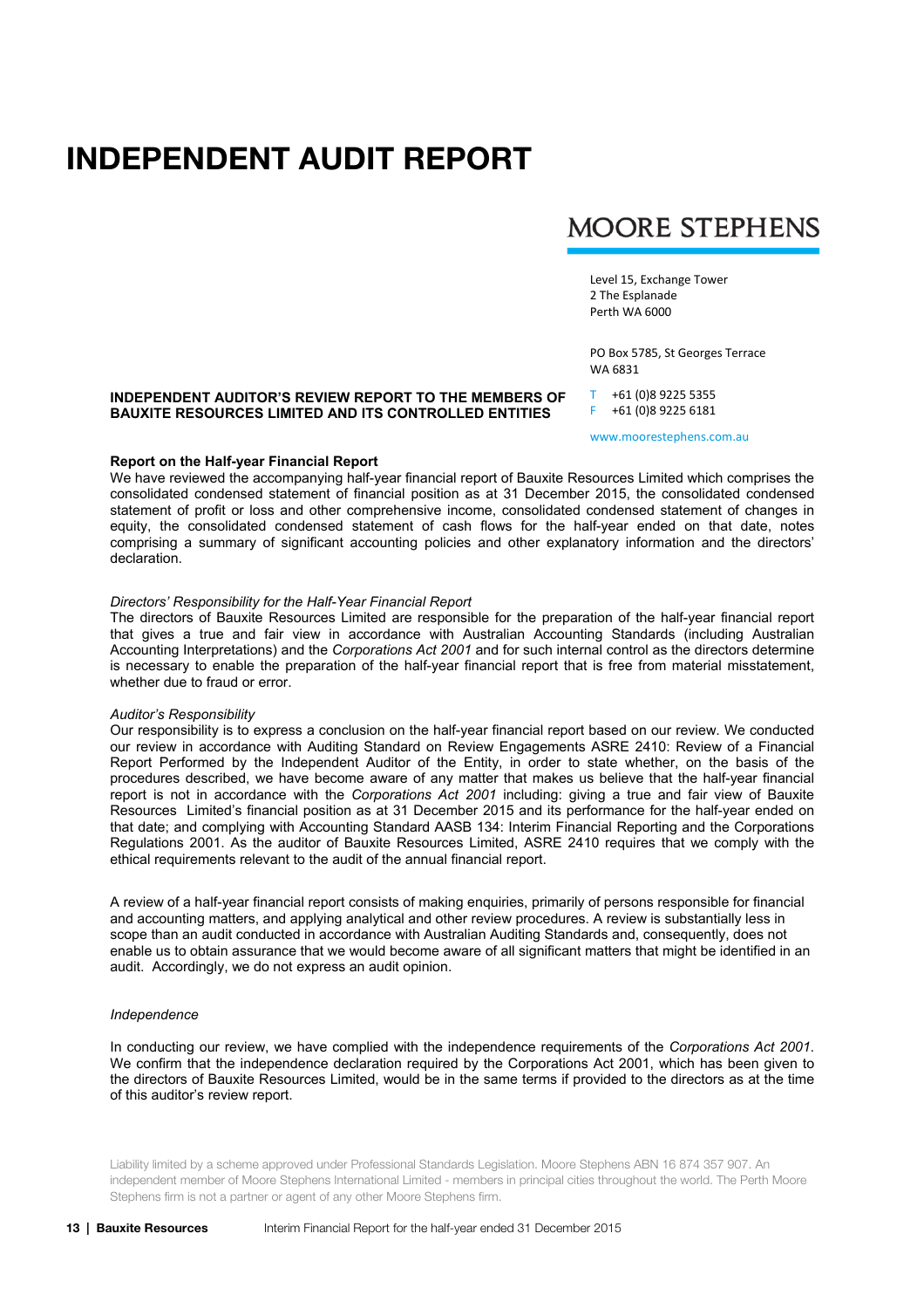# INDEPENDENT AUDIT REPORT

MOORE STEPHENS

Level 15, Exchange Tower
2 The Esplanade
Perth WA 6000

PO Box 5785, St Georges Terrace
WA 6831

T +61 (0)8 9225 5355
F +61 (0)8 9225 6181

www.moorestephens.com.au

**INDEPENDENT AUDITOR'S REVIEW REPORT TO THE MEMBERS OF BAUXITE RESOURCES LIMITED AND ITS CONTROLLED ENTITIES**

**Report on the Half-year Financial Report**

We have reviewed the accompanying half-year financial report of Bauxite Resources Limited which comprises the consolidated condensed statement of financial position as at 31 December 2015, the consolidated condensed statement of profit or loss and other comprehensive income, consolidated condensed statement of changes in equity, the consolidated condensed statement of cash flows for the half-year ended on that date, notes comprising a summary of significant accounting policies and other explanatory information and the directors' declaration.

*Directors' Responsibility for the Half-Year Financial Report*

The directors of Bauxite Resources Limited are responsible for the preparation of the half-year financial report that gives a true and fair view in accordance with Australian Accounting Standards (including Australian Accounting Interpretations) and the *Corporations Act 2001* and for such internal control as the directors determine is necessary to enable the preparation of the half-year financial report that is free from material misstatement, whether due to fraud or error.

*Auditor's Responsibility*

Our responsibility is to express a conclusion on the half-year financial report based on our review. We conducted our review in accordance with Auditing Standard on Review Engagements ASRE 2410: Review of a Financial Report Performed by the Independent Auditor of the Entity, in order to state whether, on the basis of the procedures described, we have become aware of any matter that makes us believe that the half-year financial report is not in accordance with the *Corporations Act 2001* including: giving a true and fair view of Bauxite Resources Limited's financial position as at 31 December 2015 and its performance for the half-year ended on that date; and complying with Accounting Standard AASB 134: Interim Financial Reporting and the Corporations Regulations 2001. As the auditor of Bauxite Resources Limited, ASRE 2410 requires that we comply with the ethical requirements relevant to the audit of the annual financial report.

A review of a half-year financial report consists of making enquiries, primarily of persons responsible for financial and accounting matters, and applying analytical and other review procedures. A review is substantially less in scope than an audit conducted in accordance with Australian Auditing Standards and, consequently, does not enable us to obtain assurance that we would become aware of all significant matters that might be identified in an audit. Accordingly, we do not express an audit opinion.

*Independence*

In conducting our review, we have complied with the independence requirements of the *Corporations Act 2001*. We confirm that the independence declaration required by the Corporations Act 2001, which has been given to the directors of Bauxite Resources Limited, would be in the same terms if provided to the directors as at the time of this auditor's review report.

Liability limited by a scheme approved under Professional Standards Legislation. Moore Stephens ABN 16 874 357 907. An independent member of Moore Stephens International Limited - members in principal cities throughout the world. The Perth Moore Stephens firm is not a partner or agent of any other Moore Stephens firm.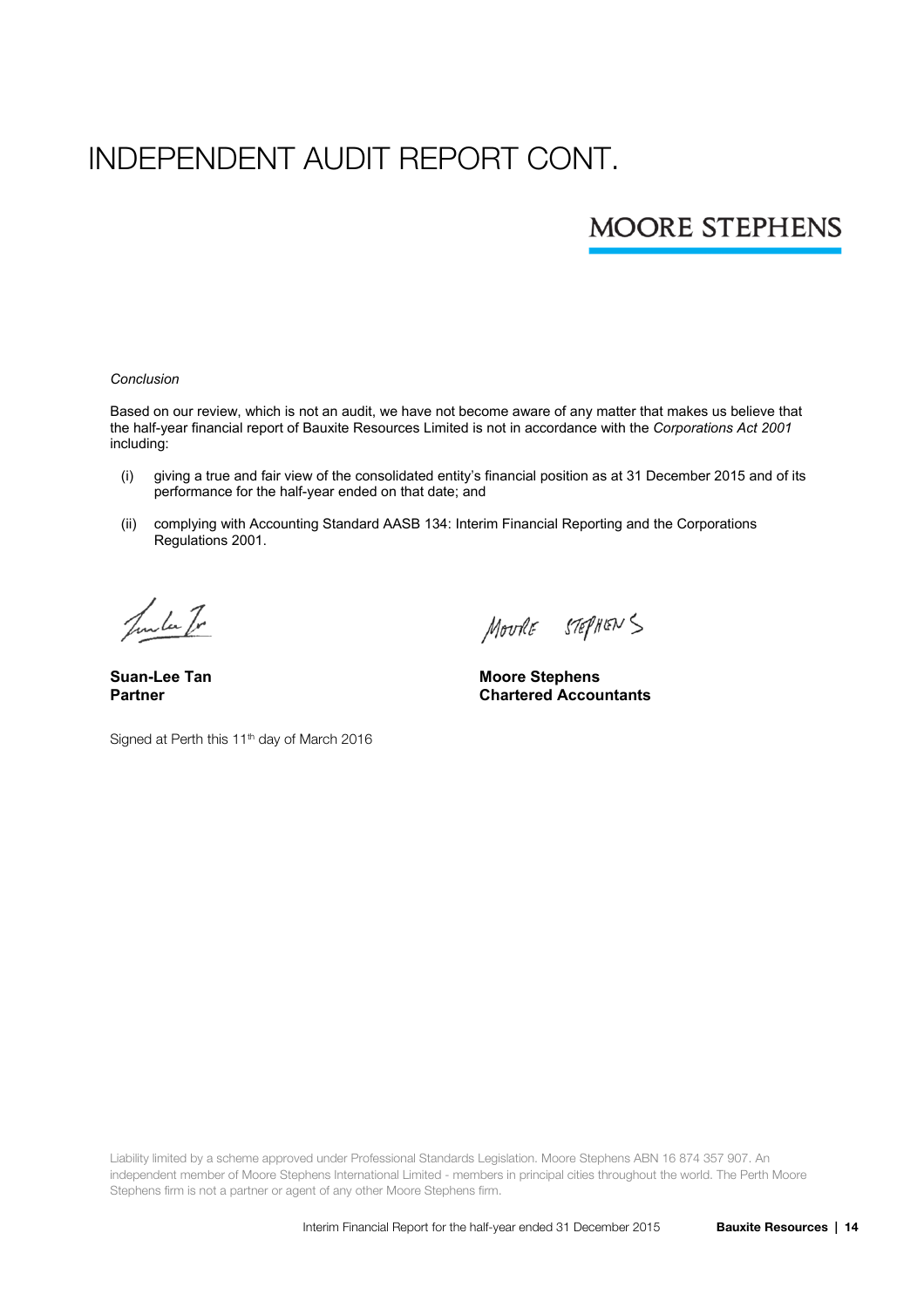# INDEPENDENT AUDIT REPORT CONT.

MOORE STEPHENS

*Conclusion*

Based on our review, which is not an audit, we have not become aware of any matter that makes us believe that the half-year financial report of Bauxite Resources Limited is not in accordance with the *Corporations Act 2001* including:

(i) giving a true and fair view of the consolidated entity's financial position as at 31 December 2015 and of its performance for the half-year ended on that date; and

(ii) complying with Accounting Standard AASB 134: Interim Financial Reporting and the Corporations Regulations 2001.

**Suan-Lee Tan**
**Partner**

**Moore Stephens**
**Chartered Accountants**

Signed at Perth this 11th day of March 2016

Liability limited by a scheme approved under Professional Standards Legislation. Moore Stephens ABN 16 874 357 907. An independent member of Moore Stephens International Limited - members in principal cities throughout the world. The Perth Moore Stephens firm is not a partner or agent of any other Moore Stephens firm.